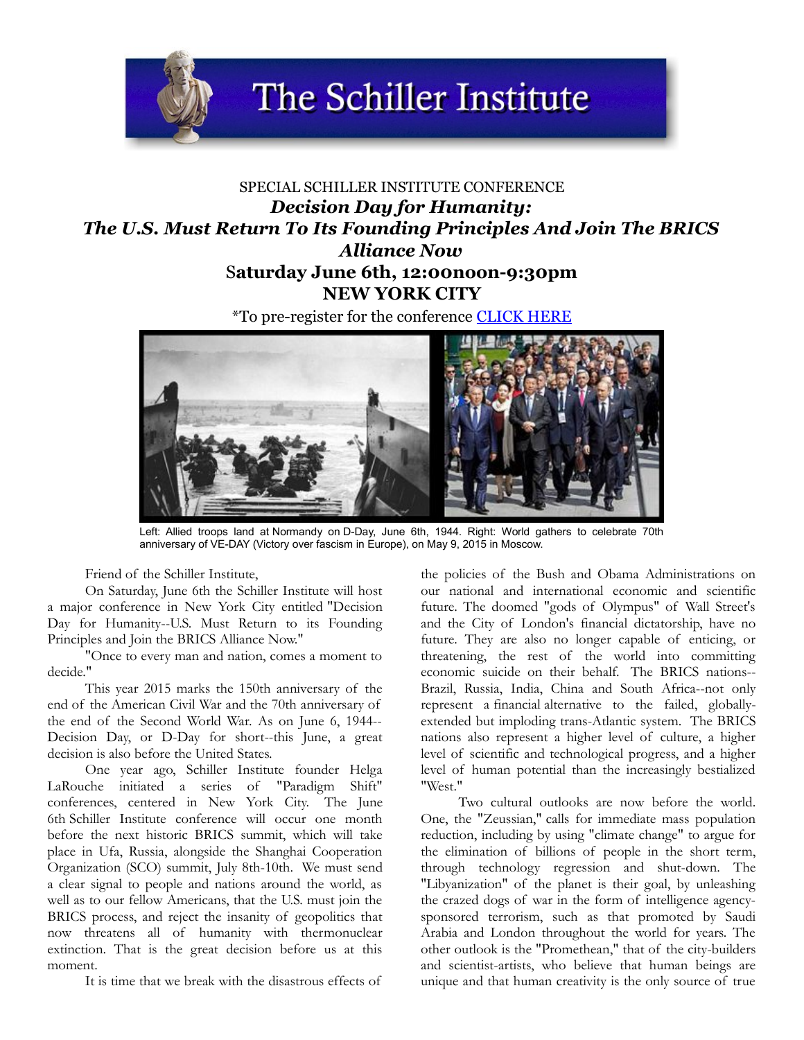# The Schiller Institute

SPECIAL SCHILLER INSTITUTE CONFERENCE

## *Decision Day for Humanity: The U.S. Must Return To Its Founding Principles And Join The BRICS Alliance Now*

**Saturday June 6th, 12:00noon-9:30pm**

**NEW YORK CITY**

*To pre-register for the conference CLICK HERE

Left: Allied troops land at Normandy on D-Day, June 6th, 1944. Right: World gathers to celebrate 70th anniversary of VE-DAY (Victory over fascism in Europe), on May 9, 2015 in Moscow.

Friend of the Schiller Institute,

On Saturday, June 6th the Schiller Institute will host a major conference in New York City entitled "Decision Day for Humanity--U.S. Must Return to its Founding Principles and Join the BRICS Alliance Now."

"Once to every man and nation, comes a moment to decide."

This year 2015 marks the 150th anniversary of the end of the American Civil War and the 70th anniversary of the end of the Second World War. As on June 6, 1944--Decision Day, or D-Day for short--this June, a great decision is also before the United States.

One year ago, Schiller Institute founder Helga LaRouche initiated a series of "Paradigm Shift" conferences, centered in New York City. The June 6th Schiller Institute conference will occur one month before the next historic BRICS summit, which will take place in Ufa, Russia, alongside the Shanghai Cooperation Organization (SCO) summit, July 8th-10th. We must send a clear signal to people and nations around the world, as well as to our fellow Americans, that the U.S. must join the BRICS process, and reject the insanity of geopolitics that now threatens all of humanity with thermonuclear extinction. That is the great decision before us at this moment.

It is time that we break with the disastrous effects of the policies of the Bush and Obama Administrations on our national and international economic and scientific future. The doomed "gods of Olympus" of Wall Street's and the City of London's financial dictatorship, have no future. They are also no longer capable of enticing, or threatening, the rest of the world into committing economic suicide on their behalf. The BRICS nations--Brazil, Russia, India, China and South Africa--not only represent a financial alternative to the failed, globally-extended but imploding trans-Atlantic system. The BRICS nations also represent a higher level of culture, a higher level of scientific and technological progress, and a higher level of human potential than the increasingly bestialized "West."

Two cultural outlooks are now before the world. One, the "Zeussian," calls for immediate mass population reduction, including by using "climate change" to argue for the elimination of billions of people in the short term, through technology regression and shut-down. The "Libyanization" of the planet is their goal, by unleashing the crazed dogs of war in the form of intelligence agency-sponsored terrorism, such as that promoted by Saudi Arabia and London throughout the world for years. The other outlook is the "Promethean," that of the city-builders and scientist-artists, who believe that human beings are unique and that human creativity is the only source of true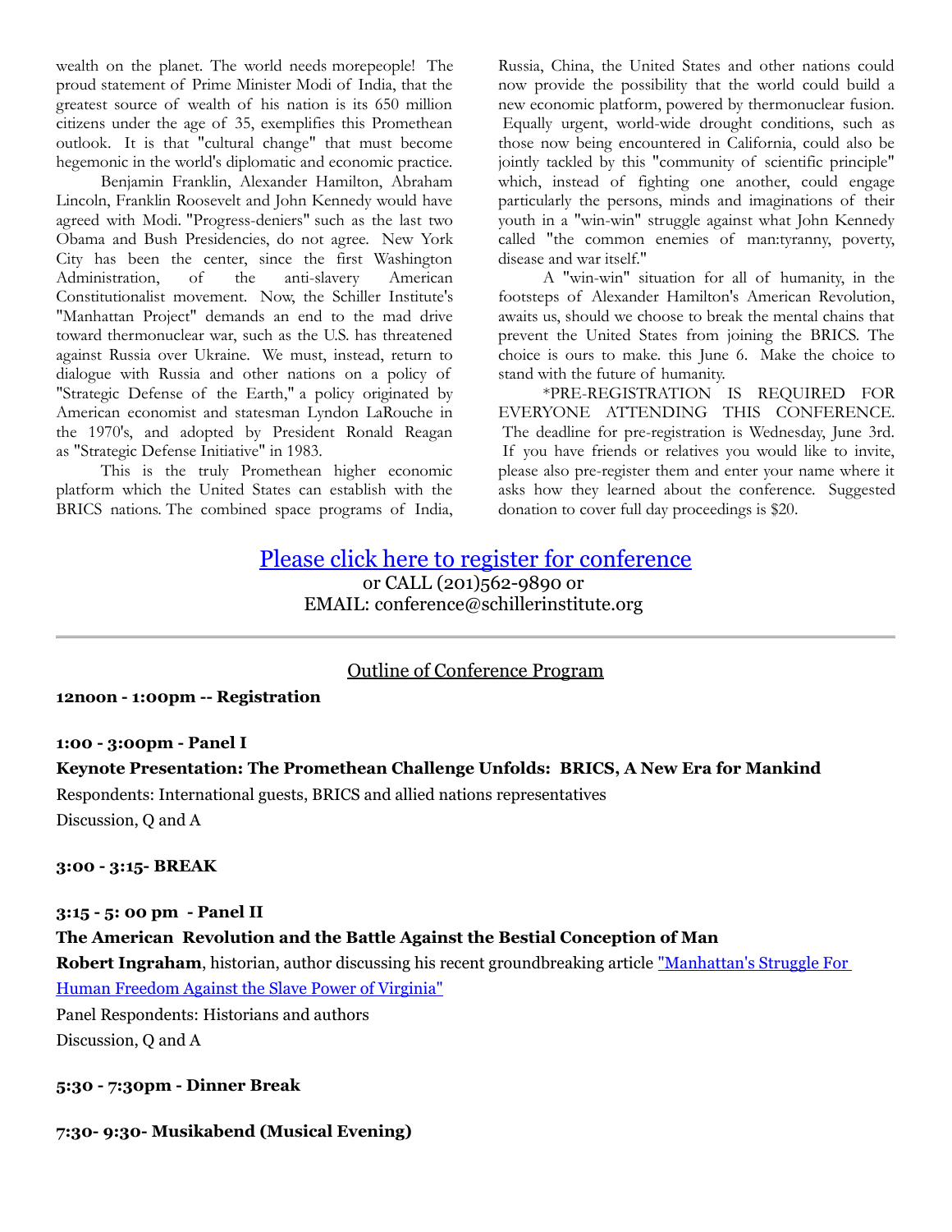wealth on the planet. The world needs morepeople! The proud statement of Prime Minister Modi of India, that the greatest source of wealth of his nation is its 650 million citizens under the age of 35, exemplifies this Promethean outlook. It is that "cultural change" that must become hegemonic in the world's diplomatic and economic practice.

Benjamin Franklin, Alexander Hamilton, Abraham Lincoln, Franklin Roosevelt and John Kennedy would have agreed with Modi. "Progress-deniers" such as the last two Obama and Bush Presidencies, do not agree. New York City has been the center, since the first Washington Administration, of the anti-slavery American Constitutionalist movement. Now, the Schiller Institute's "Manhattan Project" demands an end to the mad drive toward thermonuclear war, such as the U.S. has threatened against Russia over Ukraine. We must, instead, return to dialogue with Russia and other nations on a policy of "Strategic Defense of the Earth," a policy originated by American economist and statesman Lyndon LaRouche in the 1970's, and adopted by President Ronald Reagan as "Strategic Defense Initiative" in 1983.

This is the truly Promethean higher economic platform which the United States can establish with the BRICS nations. The combined space programs of India, Russia, China, the United States and other nations could now provide the possibility that the world could build a new economic platform, powered by thermonuclear fusion. Equally urgent, world-wide drought conditions, such as those now being encountered in California, could also be jointly tackled by this "community of scientific principle" which, instead of fighting one another, could engage particularly the persons, minds and imaginations of their youth in a "win-win" struggle against what John Kennedy called "the common enemies of man:tyranny, poverty, disease and war itself."

A "win-win" situation for all of humanity, in the footsteps of Alexander Hamilton's American Revolution, awaits us, should we choose to break the mental chains that prevent the United States from joining the BRICS. The choice is ours to make. this June 6. Make the choice to stand with the future of humanity.

*PRE-REGISTRATION IS REQUIRED FOR EVERYONE ATTENDING THIS CONFERENCE. The deadline for pre-registration is Wednesday, June 3rd. If you have friends or relatives you would like to invite, please also pre-register them and enter your name where it asks how they learned about the conference. Suggested donation to cover full day proceedings is $20.

Please click here to register for conference
or CALL (201)562-9890 or
EMAIL: conference@schillerinstitute.org

---

## Outline of Conference Program

**12noon - 1:00pm -- Registration**

**1:00 - 3:00pm - Panel I**

**Keynote Presentation: The Promethean Challenge Unfolds: BRICS, A New Era for Mankind**

Respondents: International guests, BRICS and allied nations representatives

Discussion, Q and A

**3:00 - 3:15- BREAK**

**3:15 - 5: 00 pm - Panel II**

**The American Revolution and the Battle Against the Bestial Conception of Man**

**Robert Ingraham**, historian, author discussing his recent groundbreaking article "Manhattan's Struggle For Human Freedom Against the Slave Power of Virginia"

Panel Respondents: Historians and authors

Discussion, Q and A

**5:30 - 7:30pm - Dinner Break**

**7:30- 9:30- Musikabend (Musical Evening)**